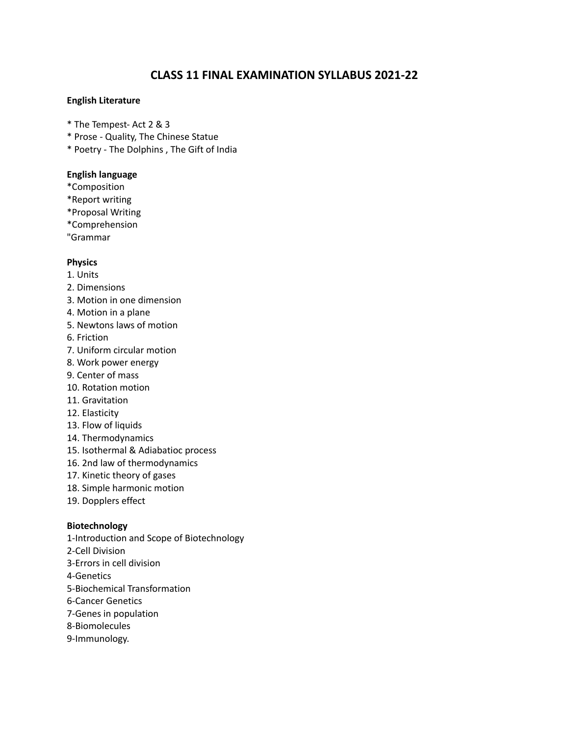# CLASS 11 FINAL EXAMINATION SYLLABUS 2021-22

**English Literature**

* The Tempest- Act 2 & 3
* Prose - Quality, The Chinese Statue
* Poetry - The Dolphins , The Gift of India

**English language**

*Composition
*Report writing
*Proposal Writing
*Comprehension
"Grammar

**Physics**

1. Units
2. Dimensions
3. Motion in one dimension
4. Motion in a plane
5. Newtons laws of motion
6. Friction
7. Uniform circular motion
8. Work power energy
9. Center of mass
10. Rotation motion
11. Gravitation
12. Elasticity
13. Flow of liquids
14. Thermodynamics
15. Isothermal & Adiabatioc process
16. 2nd law of thermodynamics
17. Kinetic theory of gases
18. Simple harmonic motion
19. Dopplers effect

**Biotechnology**

1-Introduction and Scope of Biotechnology
2-Cell Division
3-Errors in cell division
4-Genetics
5-Biochemical Transformation
6-Cancer Genetics
7-Genes in population
8-Biomolecules
9-Immunology.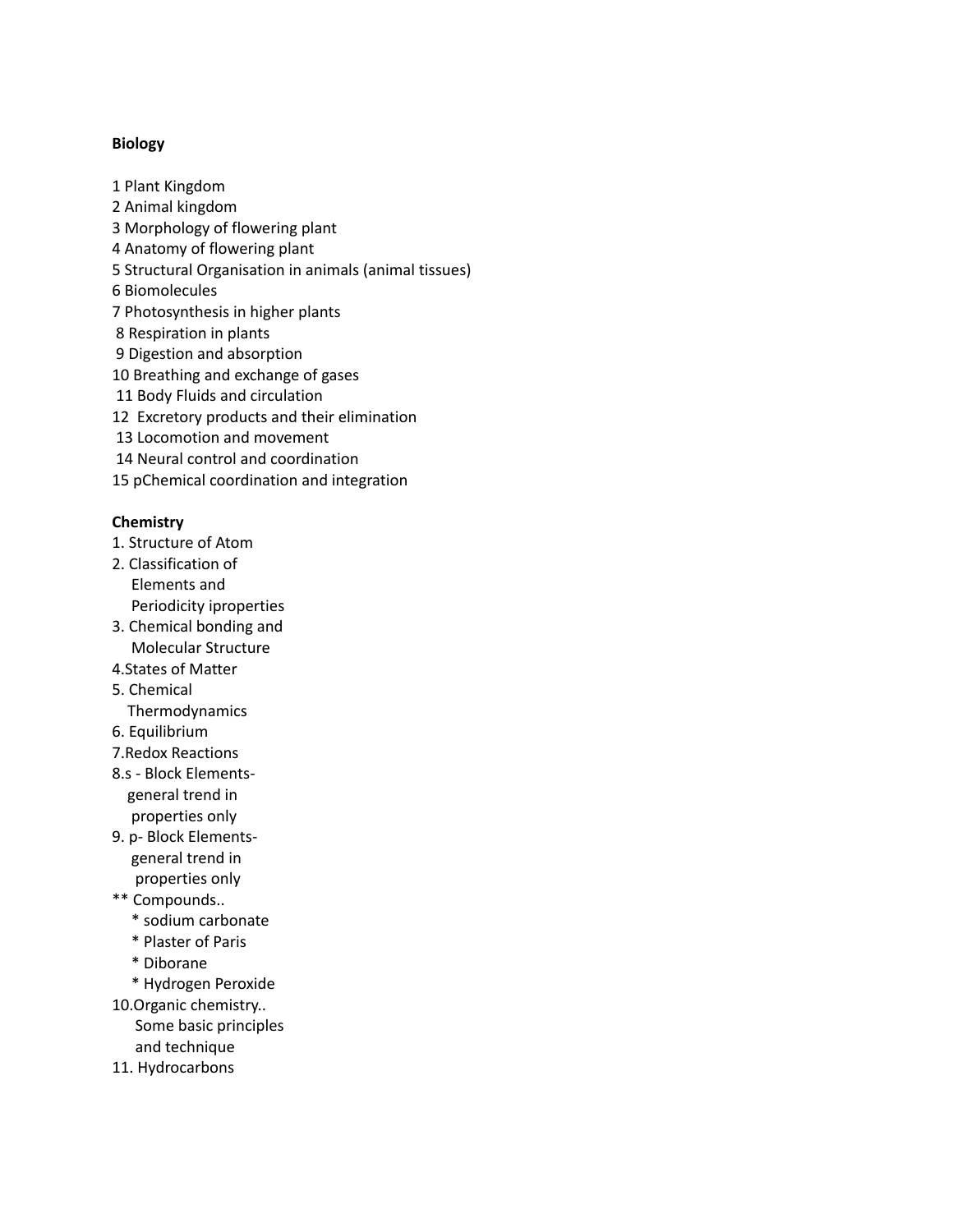**Biology**

1 Plant Kingdom
2 Animal kingdom
3 Morphology of flowering plant
4 Anatomy of flowering plant
5 Structural Organisation in animals (animal tissues)
6 Biomolecules
7 Photosynthesis in higher plants
8 Respiration in plants
9 Digestion and absorption
10 Breathing and exchange of gases
11 Body Fluids and circulation
12 Excretory products and their elimination
13 Locomotion and movement
14 Neural control and coordination
15 pChemical coordination and integration

**Chemistry**

1. Structure of Atom
2. Classification of
   Elements and
   Periodicity iproperties
3. Chemical bonding and
   Molecular Structure
4.States of Matter
5. Chemical
   Thermodynamics
6. Equilibrium
7.Redox Reactions
8.s - Block Elements-
   general trend in
   properties only
9. p- Block Elements-
   general trend in
   properties only

** Compounds..
   * sodium carbonate
   * Plaster of Paris
   * Diborane
   * Hydrogen Peroxide

10.Organic chemistry..
   Some basic principles
   and technique
11. Hydrocarbons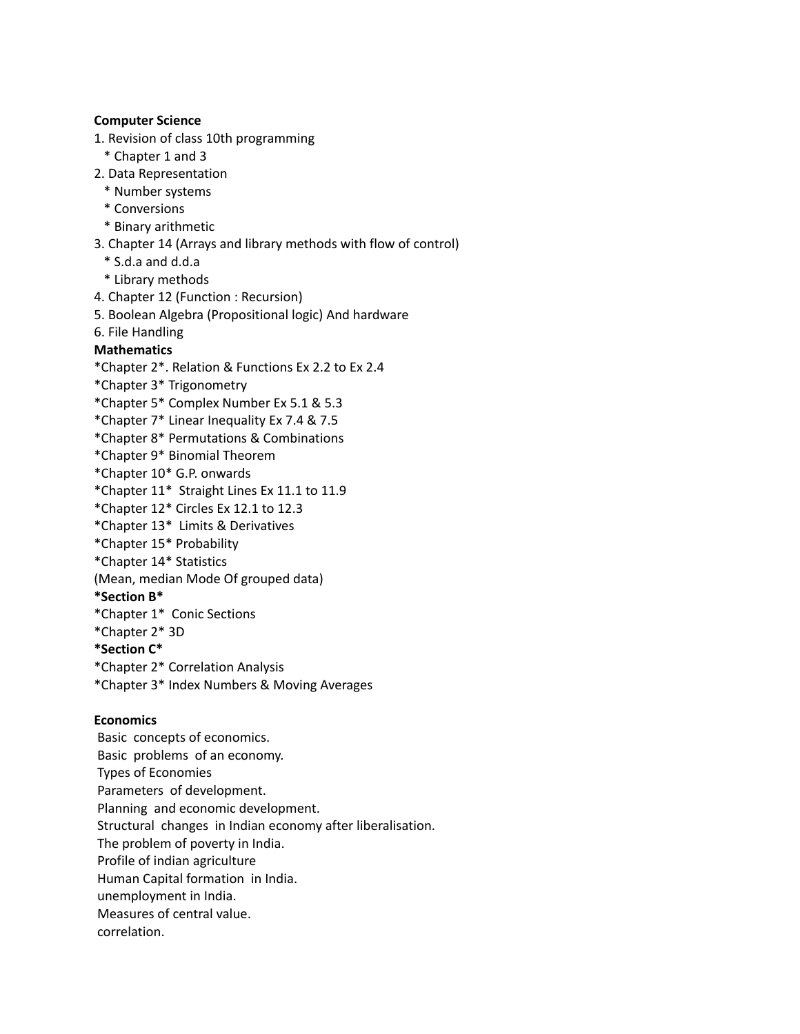**Computer Science**

1. Revision of class 10th programming
   * Chapter 1 and 3
2. Data Representation
   * Number systems
   * Conversions
   * Binary arithmetic
3. Chapter 14 (Arrays and library methods with flow of control)
   * S.d.a and d.d.a
   * Library methods
4. Chapter 12 (Function : Recursion)
5. Boolean Algebra (Propositional logic) And hardware
6. File Handling

**Mathematics**

*Chapter 2*. Relation & Functions Ex 2.2 to Ex 2.4
*Chapter 3* Trigonometry
*Chapter 5* Complex Number Ex 5.1 & 5.3
*Chapter 7* Linear Inequality Ex 7.4 & 7.5
*Chapter 8* Permutations & Combinations
*Chapter 9* Binomial Theorem
*Chapter 10* G.P. onwards
*Chapter 11* Straight Lines Ex 11.1 to 11.9
*Chapter 12* Circles Ex 12.1 to 12.3
*Chapter 13* Limits & Derivatives
*Chapter 15* Probability
*Chapter 14* Statistics
(Mean, median Mode Of grouped data)

***Section B***

*Chapter 1* Conic Sections
*Chapter 2* 3D

***Section C***

*Chapter 2* Correlation Analysis
*Chapter 3* Index Numbers & Moving Averages

**Economics**

Basic concepts of economics.
Basic problems of an economy.
Types of Economies
Parameters of development.
Planning and economic development.
Structural changes in Indian economy after liberalisation.
The problem of poverty in India.
Profile of indian agriculture
Human Capital formation in India.
unemployment in India.
Measures of central value.
correlation.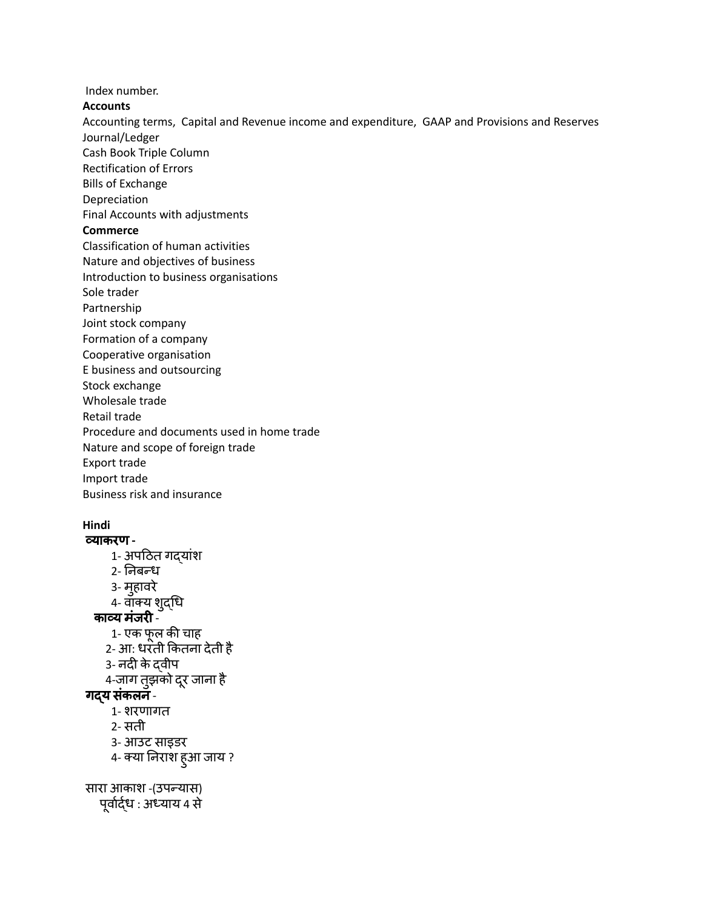Index number.

**Accounts**

Accounting terms, Capital and Revenue income and expenditure, GAAP and Provisions and Reserves
Journal/Ledger
Cash Book Triple Column
Rectification of Errors
Bills of Exchange
Depreciation
Final Accounts with adjustments

**Commerce**

Classification of human activities
Nature and objectives of business
Introduction to business organisations
Sole trader
Partnership
Joint stock company
Formation of a company
Cooperative organisation
E business and outsourcing
Stock exchange
Wholesale trade
Retail trade
Procedure and documents used in home trade
Nature and scope of foreign trade
Export trade
Import trade
Business risk and insurance

**Hindi**

**व्याकरण -**

1- अपठित गद्यांश
2- निबन्ध
3- मुहावरे
4- वाक्य शुद्धि

**काव्य मंजरी** -

1- एक फूल की चाह
2- आ: धरती कितना देती है
3- नदी के द्वीप
4-जाग तुझको दूर जाना है

**गद्य संकलन** -

1- शरणागत
2- सती
3- आउट साइडर
4- क्या निराश हुआ जाय ?

सारा आकाश -(उपन्यास)

पूर्वार्द्ध : अध्याय 4 से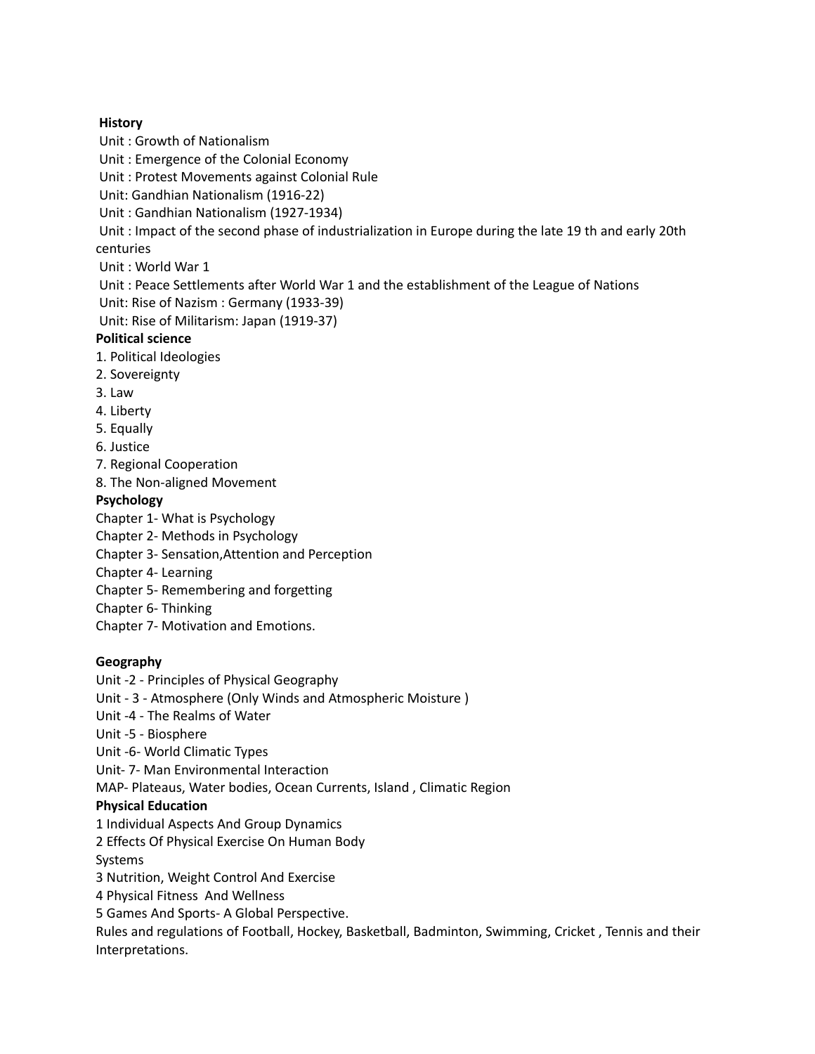**History**

Unit : Growth of Nationalism

Unit : Emergence of the Colonial Economy

Unit : Protest Movements against Colonial Rule

Unit: Gandhian Nationalism (1916-22)

Unit : Gandhian Nationalism (1927-1934)

Unit : Impact of the second phase of industrialization in Europe during the late 19 th and early 20th centuries

Unit : World War 1

Unit : Peace Settlements after World War 1 and the establishment of the League of Nations

Unit: Rise of Nazism : Germany (1933-39)

Unit: Rise of Militarism: Japan (1919-37)

**Political science**

1. Political Ideologies
2. Sovereignty
3. Law
4. Liberty
5. Equally
6. Justice
7. Regional Cooperation
8. The Non-aligned Movement

**Psychology**

Chapter 1- What is Psychology

Chapter 2- Methods in Psychology

Chapter 3- Sensation,Attention and Perception

Chapter 4- Learning

Chapter 5- Remembering and forgetting

Chapter 6- Thinking

Chapter 7- Motivation and Emotions.

**Geography**

Unit -2 - Principles of Physical Geography

Unit - 3 - Atmosphere (Only Winds and Atmospheric Moisture )

Unit -4 - The Realms of Water

Unit -5 - Biosphere

Unit -6- World Climatic Types

Unit- 7- Man Environmental Interaction

MAP- Plateaus, Water bodies, Ocean Currents, Island , Climatic Region

**Physical Education**

1 Individual Aspects And Group Dynamics

2 Effects Of Physical Exercise On Human Body Systems

3 Nutrition, Weight Control And Exercise

4 Physical Fitness And Wellness

5 Games And Sports- A Global Perspective.

Rules and regulations of Football, Hockey, Basketball, Badminton, Swimming, Cricket , Tennis and their Interpretations.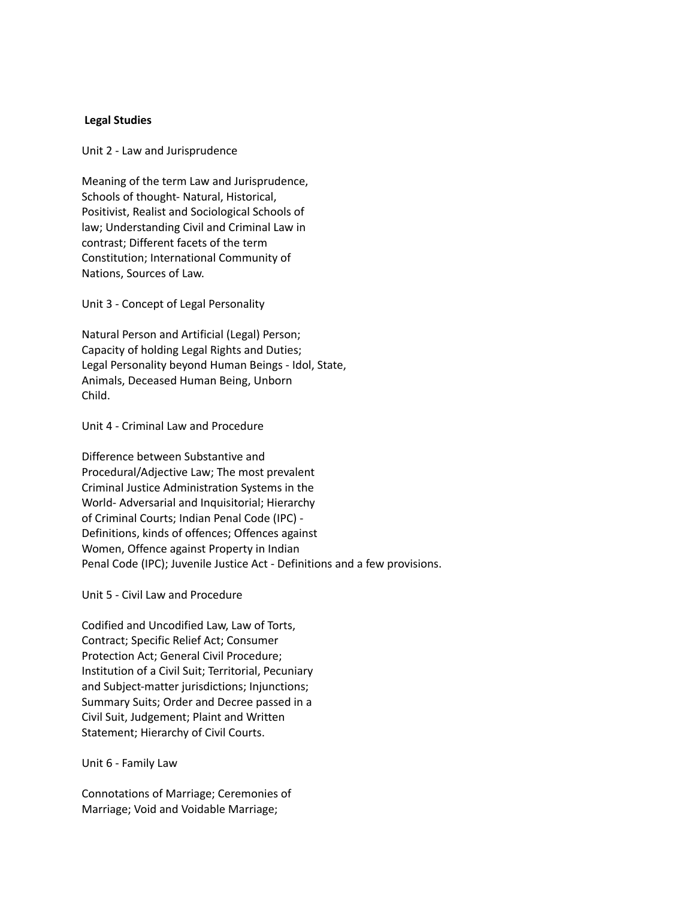**Legal Studies**

Unit 2 - Law and Jurisprudence

Meaning of the term Law and Jurisprudence, Schools of thought- Natural, Historical, Positivist, Realist and Sociological Schools of law; Understanding Civil and Criminal Law in contrast; Different facets of the term Constitution; International Community of Nations, Sources of Law.

Unit 3 - Concept of Legal Personality

Natural Person and Artificial (Legal) Person; Capacity of holding Legal Rights and Duties; Legal Personality beyond Human Beings - Idol, State, Animals, Deceased Human Being, Unborn Child.

Unit 4 - Criminal Law and Procedure

Difference between Substantive and Procedural/Adjective Law; The most prevalent Criminal Justice Administration Systems in the World- Adversarial and Inquisitorial; Hierarchy of Criminal Courts; Indian Penal Code (IPC) - Definitions, kinds of offences; Offences against Women, Offence against Property in Indian Penal Code (IPC); Juvenile Justice Act - Definitions and a few provisions.

Unit 5 - Civil Law and Procedure

Codified and Uncodified Law, Law of Torts, Contract; Specific Relief Act; Consumer Protection Act; General Civil Procedure; Institution of a Civil Suit; Territorial, Pecuniary and Subject-matter jurisdictions; Injunctions; Summary Suits; Order and Decree passed in a Civil Suit, Judgement; Plaint and Written Statement; Hierarchy of Civil Courts.

Unit 6 - Family Law

Connotations of Marriage; Ceremonies of Marriage; Void and Voidable Marriage;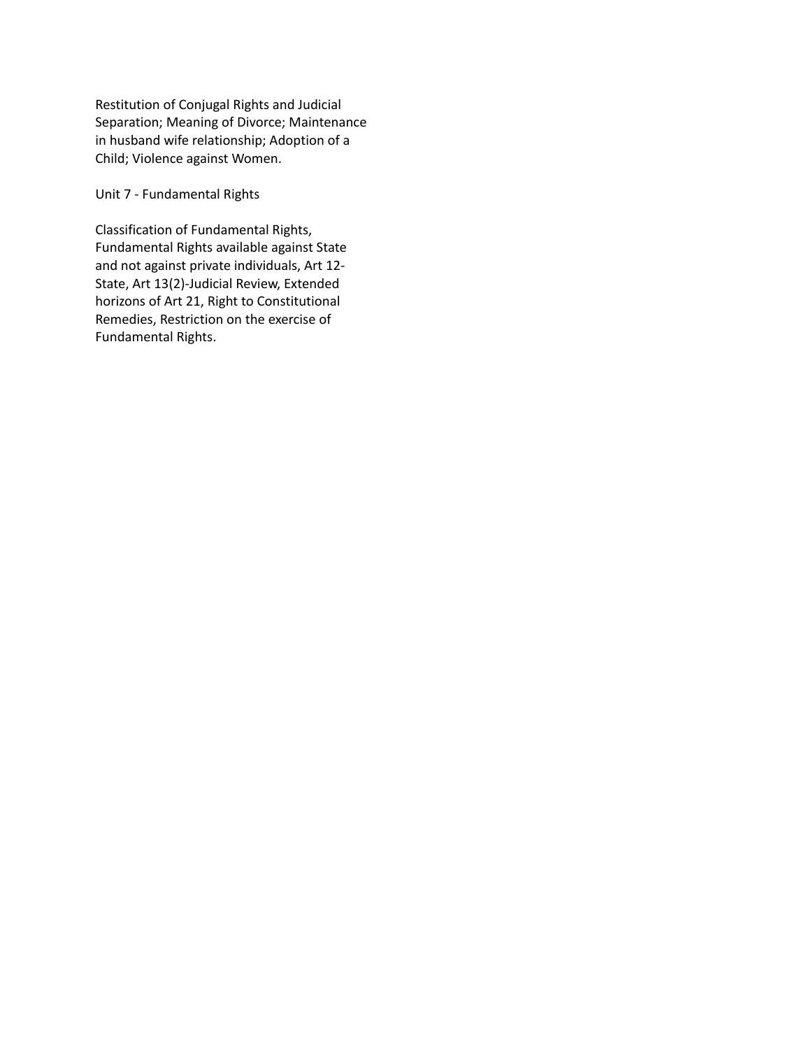Restitution of Conjugal Rights and Judicial Separation; Meaning of Divorce; Maintenance in husband wife relationship; Adoption of a Child; Violence against Women.

## Unit 7 - Fundamental Rights

Classification of Fundamental Rights, Fundamental Rights available against State and not against private individuals, Art 12-State, Art 13(2)-Judicial Review, Extended horizons of Art 21, Right to Constitutional Remedies, Restriction on the exercise of Fundamental Rights.